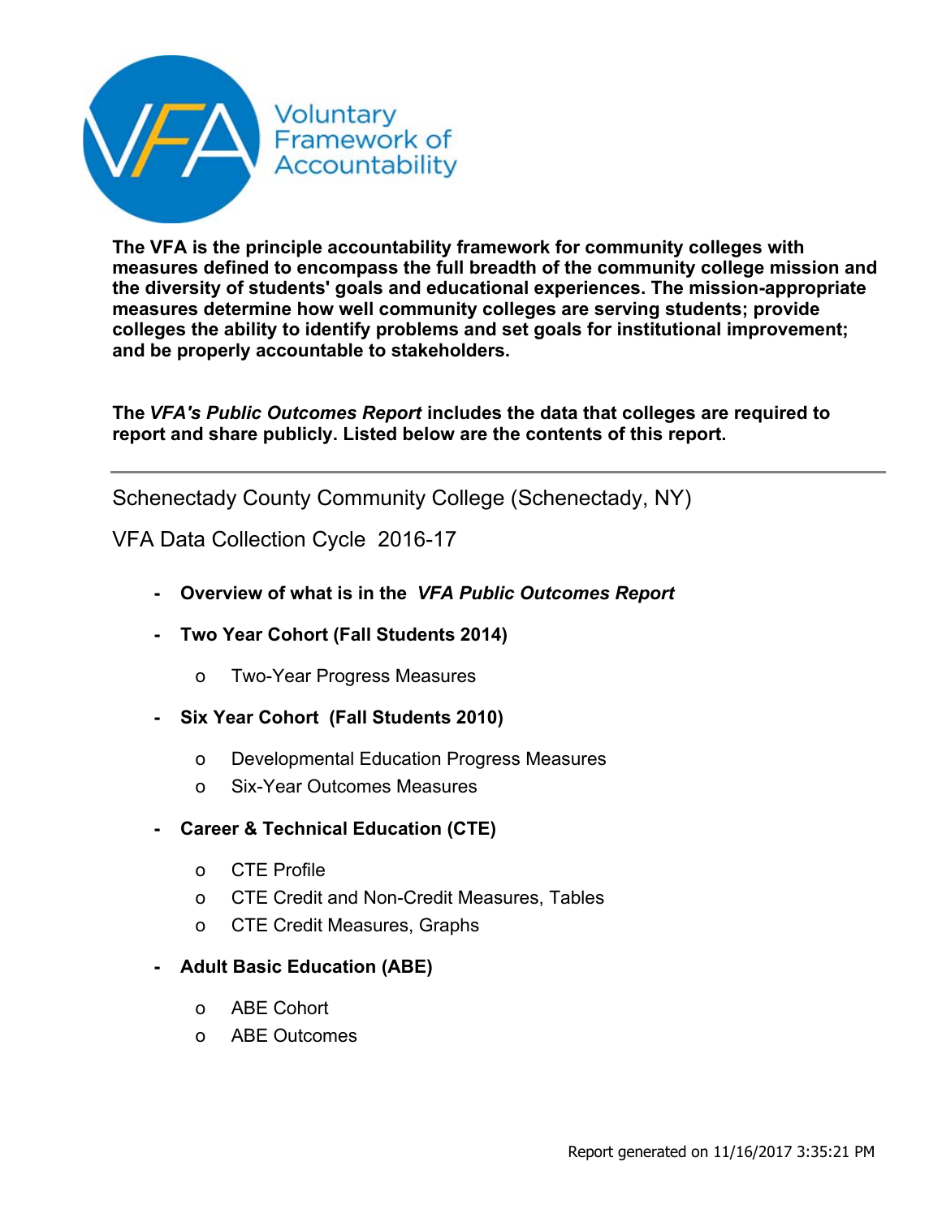# Voluntary Framework of Accountability

**The VFA is the principle accountability framework for community colleges with measures defined to encompass the full breadth of the community college mission and the diversity of students' goals and educational experiences. The mission-appropriate measures determine how well community colleges are serving students; provide colleges the ability to identify problems and set goals for institutional improvement; and be properly accountable to stakeholders.**

**The *VFA's Public Outcomes Report* includes the data that colleges are required to report and share publicly. Listed below are the contents of this report.**

---

## Schenectady County Community College (Schenectady, NY)

## VFA Data Collection Cycle 2016-17

- **Overview of what is in the *VFA Public Outcomes Report***
- **Two Year Cohort (Fall Students 2014)**
  - Two-Year Progress Measures
- **Six Year Cohort (Fall Students 2010)**
  - Developmental Education Progress Measures
  - Six-Year Outcomes Measures
- **Career & Technical Education (CTE)**
  - CTE Profile
  - CTE Credit and Non-Credit Measures, Tables
  - CTE Credit Measures, Graphs
- **Adult Basic Education (ABE)**
  - ABE Cohort
  - ABE Outcomes

Report generated on 11/16/2017 3:35:21 PM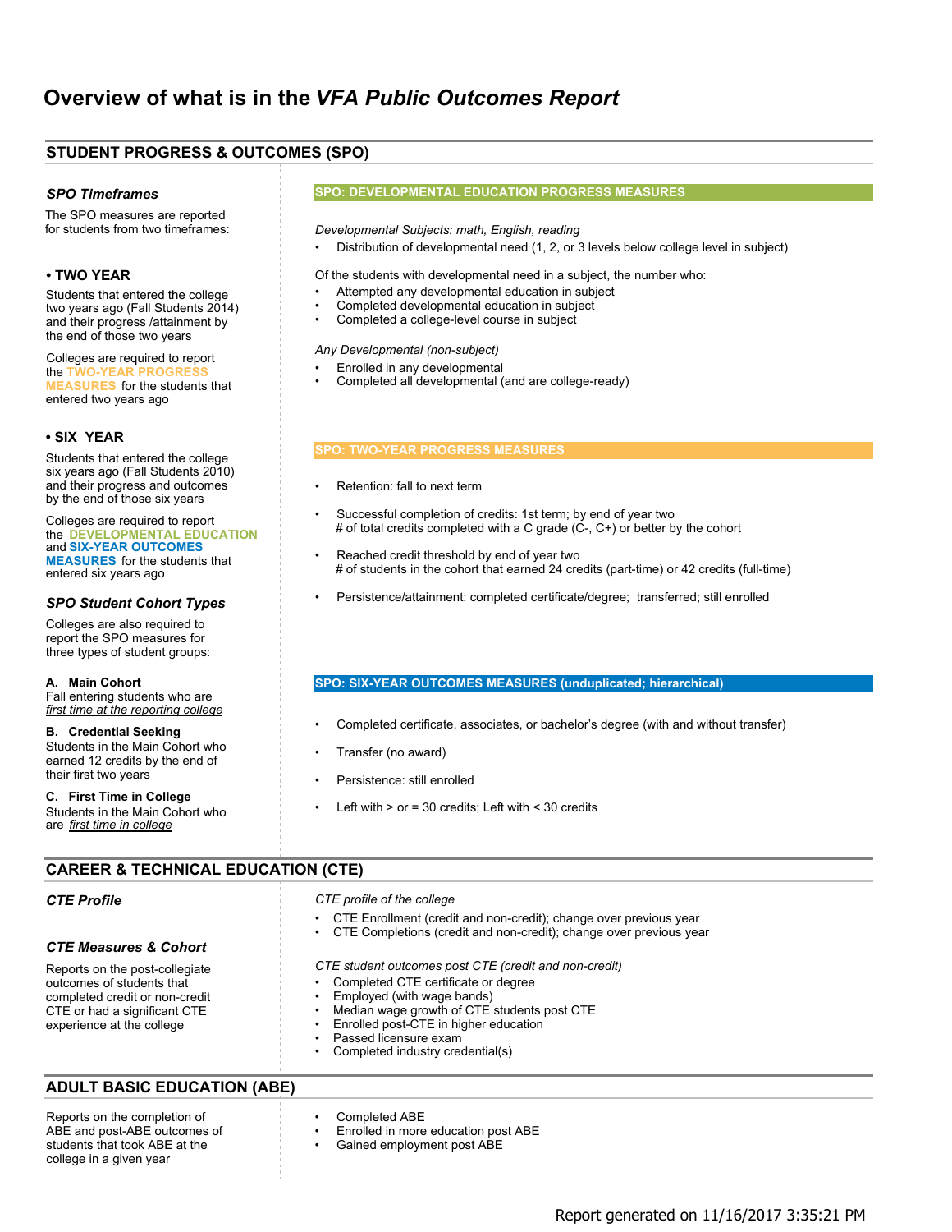# Overview of what is in the *VFA Public Outcomes Report*

## STUDENT PROGRESS & OUTCOMES (SPO)

### *SPO Timeframes*

The SPO measures are reported for students from two timeframes:

**• TWO YEAR**

Students that entered the college two years ago (Fall Students 2014) and their progress /attainment by the end of those two years

Colleges are required to report the **TWO-YEAR PROGRESS MEASURES** for the students that entered two years ago

**• SIX YEAR**

Students that entered the college six years ago (Fall Students 2010) and their progress and outcomes by the end of those six years

Colleges are required to report the **DEVELOPMENTAL EDUCATION** and **SIX-YEAR OUTCOMES MEASURES** for the students that entered six years ago

### *SPO Student Cohort Types*

Colleges are also required to report the SPO measures for three types of student groups:

**A. Main Cohort**
Fall entering students who are *first time at the reporting college*

**B. Credential Seeking**
Students in the Main Cohort who earned 12 credits by the end of their first two years

**C. First Time in College**
Students in the Main Cohort who are *first time in college*

### SPO: DEVELOPMENTAL EDUCATION PROGRESS MEASURES

*Developmental Subjects: math, English, reading*

- Distribution of developmental need (1, 2, or 3 levels below college level in subject)

Of the students with developmental need in a subject, the number who:

- Attempted any developmental education in subject
- Completed developmental education in subject
- Completed a college-level course in subject

*Any Developmental (non-subject)*

- Enrolled in any developmental
- Completed all developmental (and are college-ready)

### SPO: TWO-YEAR PROGRESS MEASURES

- Retention: fall to next term
- Successful completion of credits: 1st term; by end of year two
  # of total credits completed with a C grade (C-, C+) or better by the cohort
- Reached credit threshold by end of year two
  # of students in the cohort that earned 24 credits (part-time) or 42 credits (full-time)
- Persistence/attainment: completed certificate/degree; transferred; still enrolled

### SPO: SIX-YEAR OUTCOMES MEASURES (unduplicated; hierarchical)

- Completed certificate, associates, or bachelor's degree (with and without transfer)
- Transfer (no award)
- Persistence: still enrolled
- Left with > or = 30 credits; Left with < 30 credits

## CAREER & TECHNICAL EDUCATION (CTE)

### *CTE Profile*

*CTE profile of the college*

- CTE Enrollment (credit and non-credit); change over previous year
- CTE Completions (credit and non-credit); change over previous year

### *CTE Measures & Cohort*

Reports on the post-collegiate outcomes of students that completed credit or non-credit CTE or had a significant CTE experience at the college

*CTE student outcomes post CTE (credit and non-credit)*

- Completed CTE certificate or degree
- Employed (with wage bands)
- Median wage growth of CTE students post CTE
- Enrolled post-CTE in higher education
- Passed licensure exam
- Completed industry credential(s)

## ADULT BASIC EDUCATION (ABE)

Reports on the completion of ABE and post-ABE outcomes of students that took ABE at the college in a given year

- Completed ABE
- Enrolled in more education post ABE
- Gained employment post ABE

Report generated on 11/16/2017 3:35:21 PM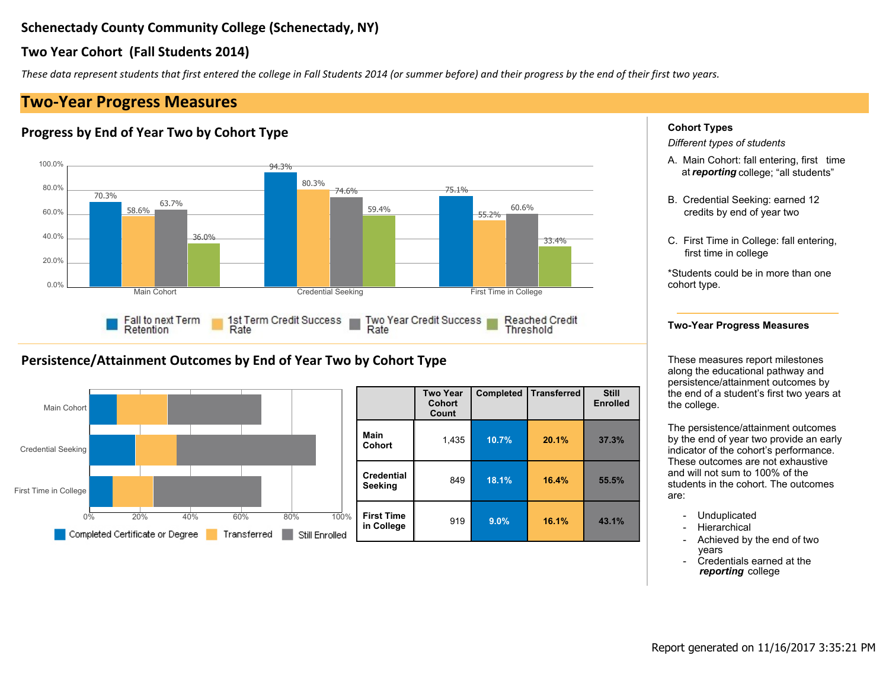## Schenectady County Community College (Schenectady, NY)

### Two Year Cohort (Fall Students 2014)

*These data represent students that first entered the college in Fall Students 2014 (or summer before) and their progress by the end of their first two years.*

## Two-Year Progress Measures

### Progress by End of Year Two by Cohort Type

| | Fall to next Term Retention | 1st Term Credit Success Rate | Two Year Credit Success Rate | Reached Credit Threshold |
|---|---|---|---|---|
| Main Cohort | 70.3% | 58.6% | 63.7% | 36.0% |
| Credential Seeking | 94.3% | 80.3% | 74.6% | 59.4% |
| First Time in College | 75.1% | 55.2% | 60.6% | 33.4% |

### Persistence/Attainment Outcomes by End of Year Two by Cohort Type

Completed Certificate or Degree | Transferred | Still Enrolled

| | Two Year Cohort Count | Completed | Transferred | Still Enrolled |
|---|---|---|---|---|
| **Main Cohort** | 1,435 | 10.7% | 20.1% | 37.3% |
| **Credential Seeking** | 849 | 18.1% | 16.4% | 55.5% |
| **First Time in College** | 919 | 9.0% | 16.1% | 43.1% |

**Cohort Types**

*Different types of students*

A. Main Cohort: fall entering, first time at ***reporting*** college; "all students"

B. Credential Seeking: earned 12 credits by end of year two

C. First Time in College: fall entering, first time in college

*Students could be in more than one cohort type.

**Two-Year Progress Measures**

These measures report milestones along the educational pathway and persistence/attainment outcomes by the end of a student's first two years at the college.

The persistence/attainment outcomes by the end of year two provide an early indicator of the cohort's performance. These outcomes are not exhaustive and will not sum to 100% of the students in the cohort. The outcomes are:

- Unduplicated
- Hierarchical
- Achieved by the end of two years
- Credentials earned at the ***reporting*** college

Report generated on 11/16/2017 3:35:21 PM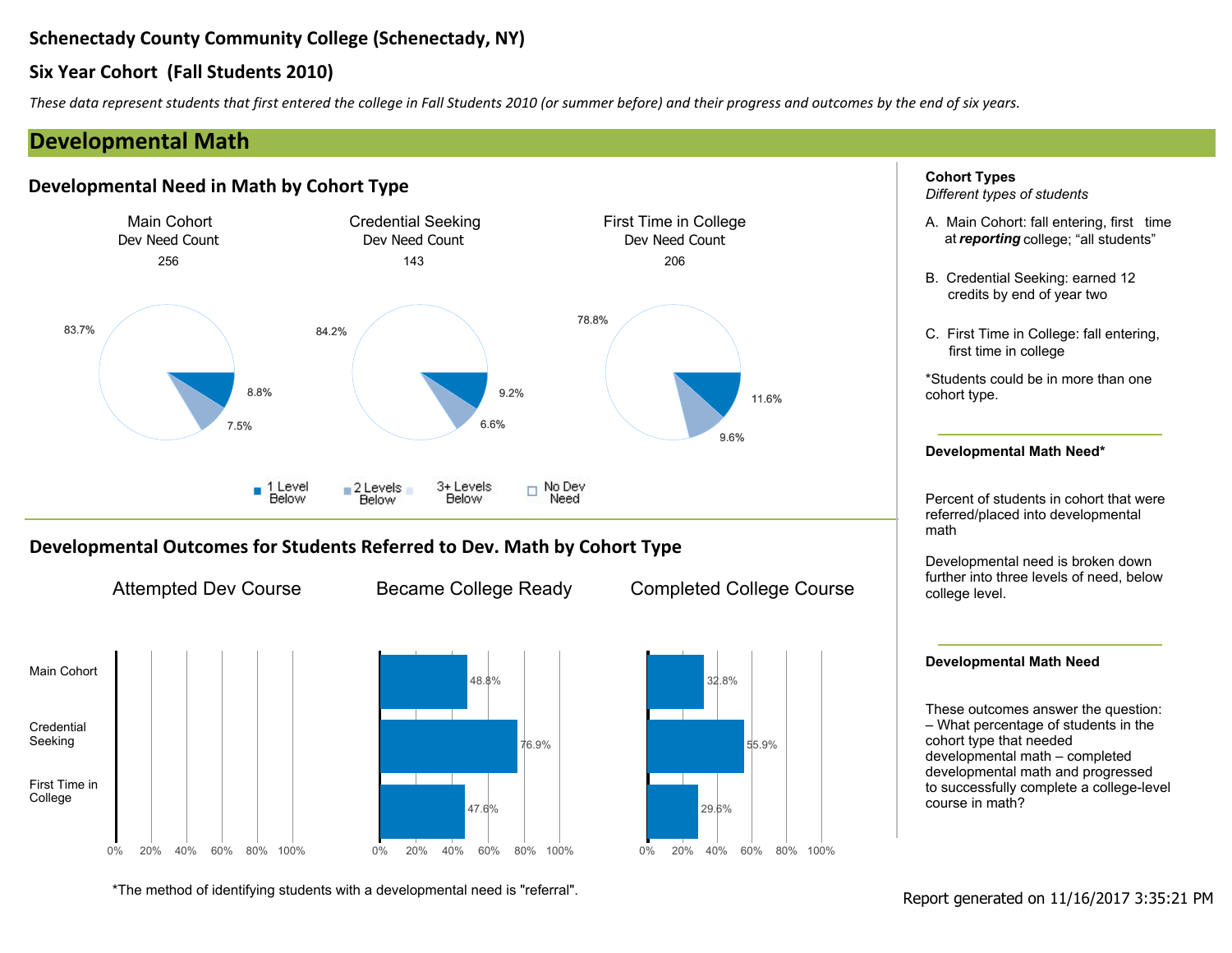**Schenectady County Community College (Schenectady, NY)**

**Six Year Cohort (Fall Students 2010)**

*These data represent students that first entered the college in Fall Students 2010 (or summer before) and their progress and outcomes by the end of six years.*

## Developmental Math

### Developmental Need in Math by Cohort Type

| | Main Cohort | Credential Seeking | First Time in College |
|---|---|---|---|
| Dev Need Count | 256 | 143 | 206 |
| 1 Level Below | 8.8% | 9.2% | 11.6% |
| 2 Levels Below | 7.5% | 6.6% | 9.6% |
| 3+ Levels Below | | | |
| No Dev Need | 83.7% | 84.2% | 78.8% |

### Developmental Outcomes for Students Referred to Dev. Math by Cohort Type

| | Attempted Dev Course | Became College Ready | Completed College Course |
|---|---|---|---|
| Main Cohort | | 48.8% | 32.8% |
| Credential Seeking | | 76.9% | 55.9% |
| First Time in College | | 47.6% | 29.6% |

*The method of identifying students with a developmental need is "referral".

**Cohort Types**
*Different types of students*

A. Main Cohort: fall entering, first time at ***reporting*** college; "all students"

B. Credential Seeking: earned 12 credits by end of year two

C. First Time in College: fall entering, first time in college

*Students could be in more than one cohort type.

**Developmental Math Need***

Percent of students in cohort that were referred/placed into developmental math

Developmental need is broken down further into three levels of need, below college level.

**Developmental Math Need**

These outcomes answer the question: – What percentage of students in the cohort type that needed developmental math – completed developmental math and progressed to successfully complete a college-level course in math?

Report generated on 11/16/2017 3:35:21 PM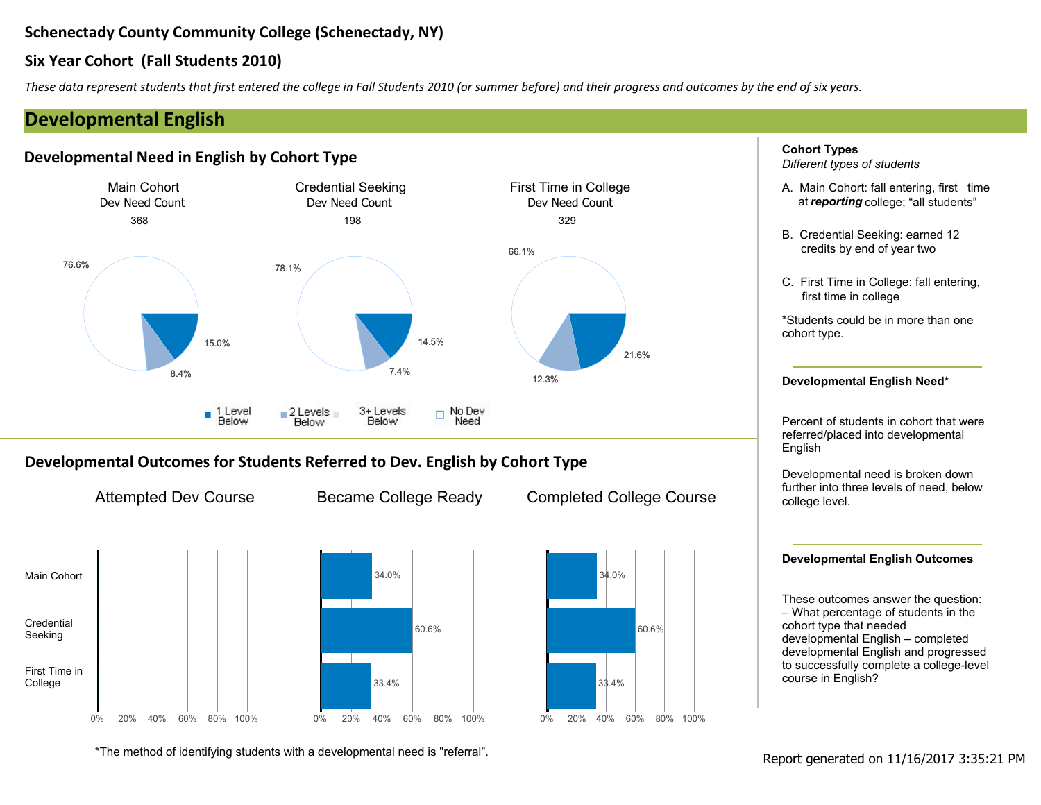**Schenectady County Community College (Schenectady, NY)**

**Six Year Cohort (Fall Students 2010)**

*These data represent students that first entered the college in Fall Students 2010 (or summer before) and their progress and outcomes by the end of six years.*

## Developmental English

### Developmental Need in English by Cohort Type

| | Main Cohort | Credential Seeking | First Time in College |
|---|---|---|---|
| Dev Need Count | 368 | 198 | 329 |
| 1 Level Below | 15.0% | 14.5% | 21.6% |
| 2 Levels Below | 8.4% | 7.4% | 12.3% |
| 3+ Levels Below | | | |
| No Dev Need | 76.6% | 78.1% | 66.1% |

### Developmental Outcomes for Students Referred to Dev. English by Cohort Type

| | Attempted Dev Course | Became College Ready | Completed College Course |
|---|---|---|---|
| Main Cohort | | 34.0% | 34.0% |
| Credential Seeking | | 60.6% | 60.6% |
| First Time in College | | 33.4% | 33.4% |

*The method of identifying students with a developmental need is "referral".

**Cohort Types**
*Different types of students*

A. Main Cohort: fall entering, first time at ***reporting*** college; "all students"

B. Credential Seeking: earned 12 credits by end of year two

C. First Time in College: fall entering, first time in college

*Students could be in more than one cohort type.

**Developmental English Need***

Percent of students in cohort that were referred/placed into developmental English

Developmental need is broken down further into three levels of need, below college level.

**Developmental English Outcomes**

These outcomes answer the question: – What percentage of students in the cohort type that needed developmental English – completed developmental English and progressed to successfully complete a college-level course in English?

Report generated on 11/16/2017 3:35:21 PM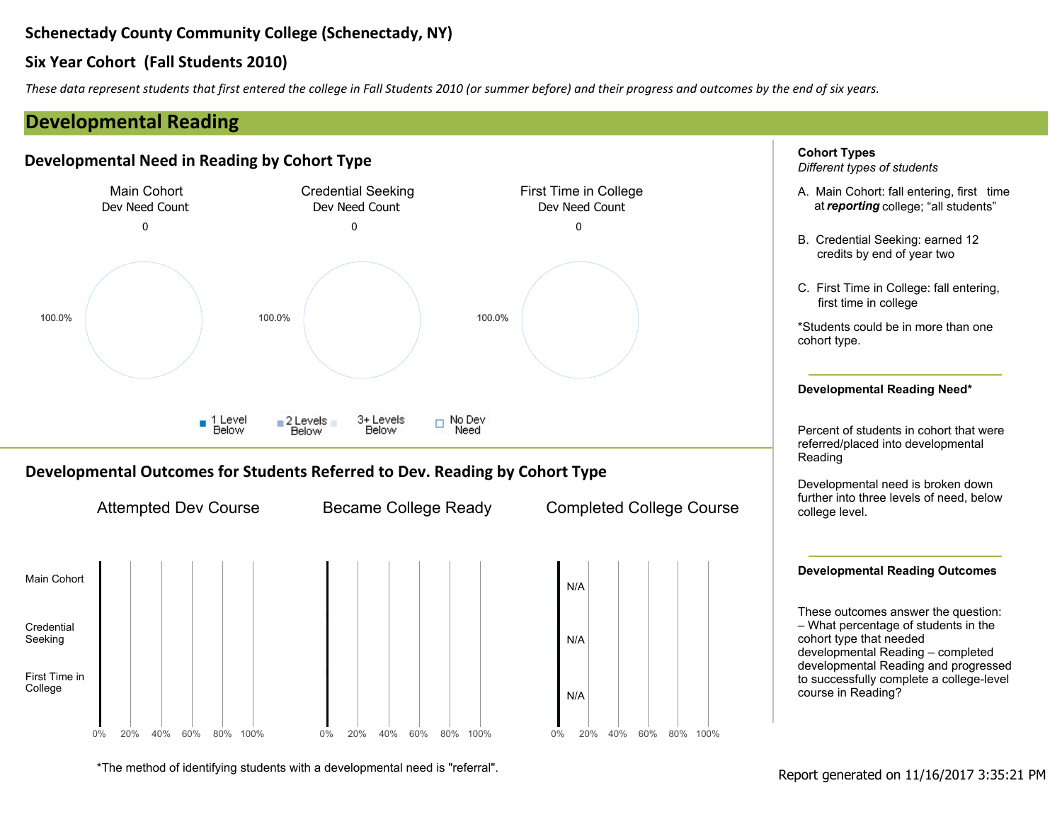**Schenectady County Community College (Schenectady, NY)**

**Six Year Cohort (Fall Students 2010)**

*These data represent students that first entered the college in Fall Students 2010 (or summer before) and their progress and outcomes by the end of six years.*

## Developmental Reading

### Developmental Need in Reading by Cohort Type

| | Main Cohort | Credential Seeking | First Time in College |
|---|---|---|---|
| Dev Need Count | 0 | 0 | 0 |
| No Dev Need | 100.0% | 100.0% | 100.0% |

Legend: 1 Level Below, 2 Levels Below, 3+ Levels Below, No Dev Need

### Developmental Outcomes for Students Referred to Dev. Reading by Cohort Type

| | Attempted Dev Course | Became College Ready | Completed College Course |
|---|---|---|---|
| Main Cohort | | | N/A |
| Credential Seeking | | | N/A |
| First Time in College | | | N/A |

*The method of identifying students with a developmental need is "referral".

**Cohort Types**
*Different types of students*

A. Main Cohort: fall entering, first time at ***reporting*** college; "all students"

B. Credential Seeking: earned 12 credits by end of year two

C. First Time in College: fall entering, first time in college

*Students could be in more than one cohort type.

**Developmental Reading Need***

Percent of students in cohort that were referred/placed into developmental Reading

Developmental need is broken down further into three levels of need, below college level.

**Developmental Reading Outcomes**

These outcomes answer the question: – What percentage of students in the cohort type that needed developmental Reading – completed developmental Reading and progressed to successfully complete a college-level course in Reading?

Report generated on 11/16/2017 3:35:21 PM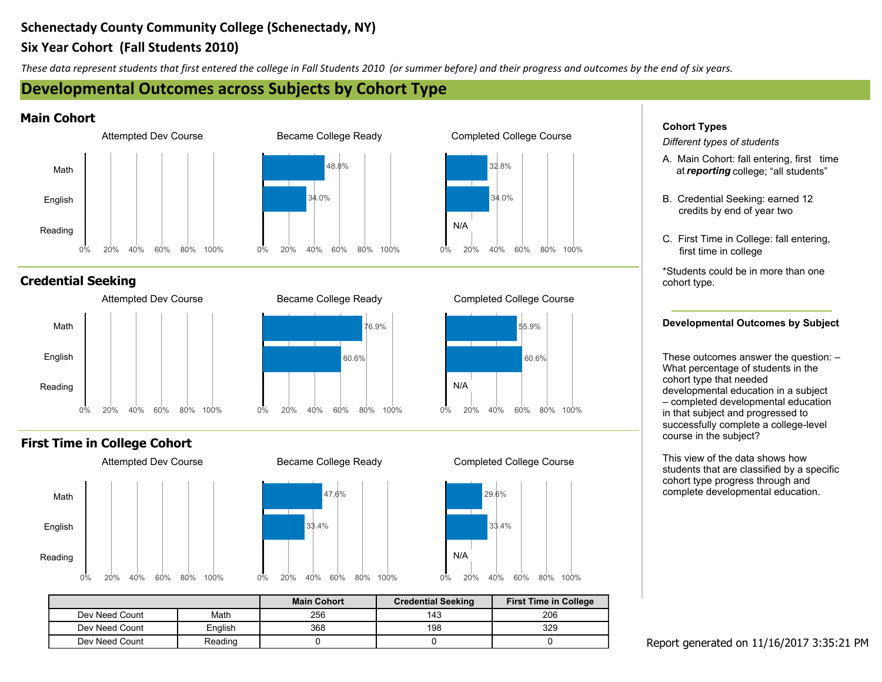# Schenectady County Community College (Schenectady, NY)

## Six Year Cohort (Fall Students 2010)

*These data represent students that first entered the college in Fall Students 2010 (or summer before) and their progress and outcomes by the end of six years.*

## Developmental Outcomes across Subjects by Cohort Type

### Main Cohort

| | Attempted Dev Course | Became College Ready | Completed College Course |
|---|---|---|---|
| Math | | 48.8% | 32.8% |
| English | | 34.0% | 34.0% |
| Reading | | | N/A |

### Credential Seeking

| | Attempted Dev Course | Became College Ready | Completed College Course |
|---|---|---|---|
| Math | | 76.9% | 55.9% |
| English | | 60.6% | 60.6% |
| Reading | | | N/A |

### First Time in College Cohort

| | Attempted Dev Course | Became College Ready | Completed College Course |
|---|---|---|---|
| Math | | 47.6% | 29.6% |
| English | | 33.4% | 33.4% |
| Reading | | | N/A |

| | | Main Cohort | Credential Seeking | First Time in College |
|---|---|---|---|---|
| Dev Need Count | Math | 256 | 143 | 206 |
| Dev Need Count | English | 368 | 198 | 329 |
| Dev Need Count | Reading | 0 | 0 | 0 |

**Cohort Types**

*Different types of students*

A. Main Cohort: fall entering, first time at ***reporting*** college; "all students"

B. Credential Seeking: earned 12 credits by end of year two

C. First Time in College: fall entering, first time in college

*Students could be in more than one cohort type.

**Developmental Outcomes by Subject**

These outcomes answer the question: – What percentage of students in the cohort type that needed developmental education in a subject – completed developmental education in that subject and progressed to successfully complete a college-level course in the subject?

This view of the data shows how students that are classified by a specific cohort type progress through and complete developmental education.

Report generated on 11/16/2017 3:35:21 PM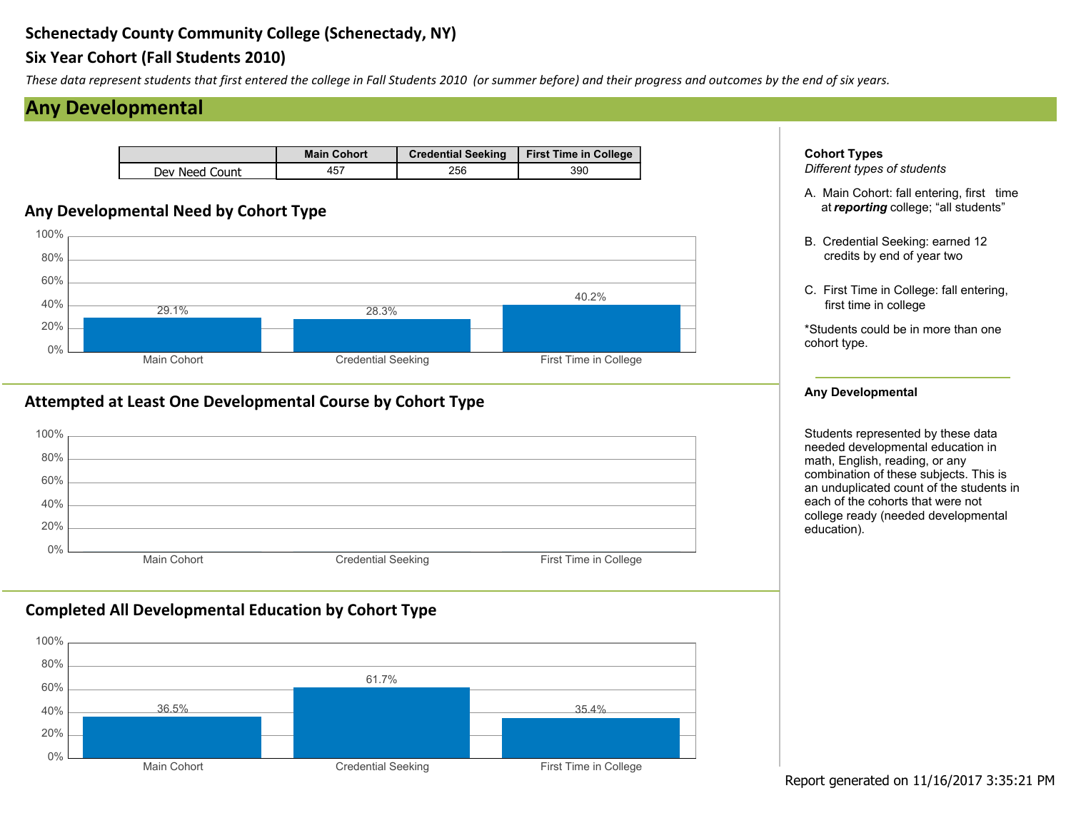**Schenectady County Community College (Schenectady, NY)**

**Six Year Cohort (Fall Students 2010)**

*These data represent students that first entered the college in Fall Students 2010 (or summer before) and their progress and outcomes by the end of six years.*

## Any Developmental

| | Main Cohort | Credential Seeking | First Time in College |
|---|---|---|---|
| Dev Need Count | 457 | 256 | 390 |

### Any Developmental Need by Cohort Type

| | Main Cohort | Credential Seeking | First Time in College |
|---|---|---|---|
| Any Developmental Need | 29.1% | 28.3% | 40.2% |

### Attempted at Least One Developmental Course by Cohort Type

| | Main Cohort | Credential Seeking | First Time in College |
|---|---|---|---|
| Attempted at Least One Developmental Course | | | |

### Completed All Developmental Education by Cohort Type

| | Main Cohort | Credential Seeking | First Time in College |
|---|---|---|---|
| Completed All Developmental Education | 36.5% | 61.7% | 35.4% |

**Cohort Types**

*Different types of students*

A. Main Cohort: fall entering, first time at ***reporting*** college; "all students"

B. Credential Seeking: earned 12 credits by end of year two

C. First Time in College: fall entering, first time in college

*Students could be in more than one cohort type.

**Any Developmental**

Students represented by these data needed developmental education in math, English, reading, or any combination of these subjects. This is an unduplicated count of the students in each of the cohorts that were not college ready (needed developmental education).

Report generated on 11/16/2017 3:35:21 PM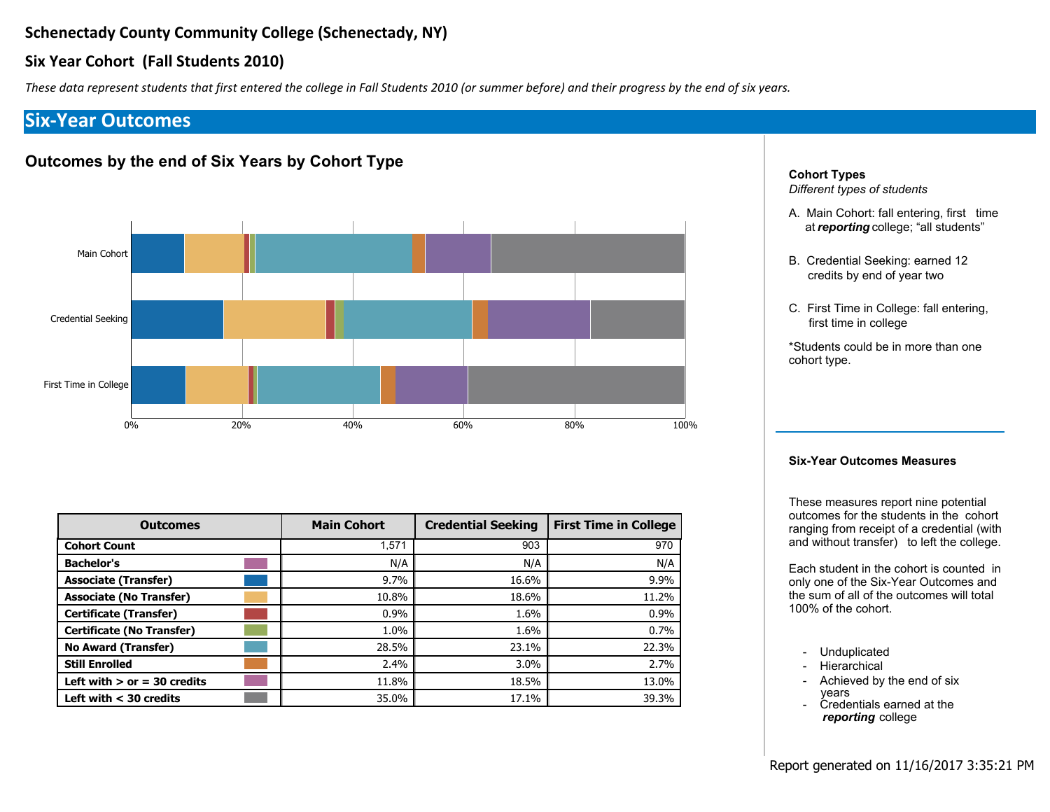# Schenectady County Community College (Schenectady, NY)

## Six Year Cohort (Fall Students 2010)

*These data represent students that first entered the college in Fall Students 2010 (or summer before) and their progress by the end of six years.*

## Six-Year Outcomes

### Outcomes by the end of Six Years by Cohort Type

| Outcomes | Main Cohort | Credential Seeking | First Time in College |
|---|---|---|---|
| **Cohort Count** | 1,571 | 903 | 970 |
| **Bachelor's** | N/A | N/A | N/A |
| **Associate (Transfer)** | 9.7% | 16.6% | 9.9% |
| **Associate (No Transfer)** | 10.8% | 18.6% | 11.2% |
| **Certificate (Transfer)** | 0.9% | 1.6% | 0.9% |
| **Certificate (No Transfer)** | 1.0% | 1.6% | 0.7% |
| **No Award (Transfer)** | 28.5% | 23.1% | 22.3% |
| **Still Enrolled** | 2.4% | 3.0% | 2.7% |
| **Left with > or = 30 credits** | 11.8% | 18.5% | 13.0% |
| **Left with < 30 credits** | 35.0% | 17.1% | 39.3% |

**Cohort Types**
*Different types of students*

A. Main Cohort: fall entering, first time at ***reporting*** college; "all students"

B. Credential Seeking: earned 12 credits by end of year two

C. First Time in College: fall entering, first time in college

*Students could be in more than one cohort type.

**Six-Year Outcomes Measures**

These measures report nine potential outcomes for the students in the cohort ranging from receipt of a credential (with and without transfer) to left the college.

Each student in the cohort is counted in only one of the Six-Year Outcomes and the sum of all of the outcomes will total 100% of the cohort.

- Unduplicated
- Hierarchical
- Achieved by the end of six years
- Credentials earned at the ***reporting*** college

Report generated on 11/16/2017 3:35:21 PM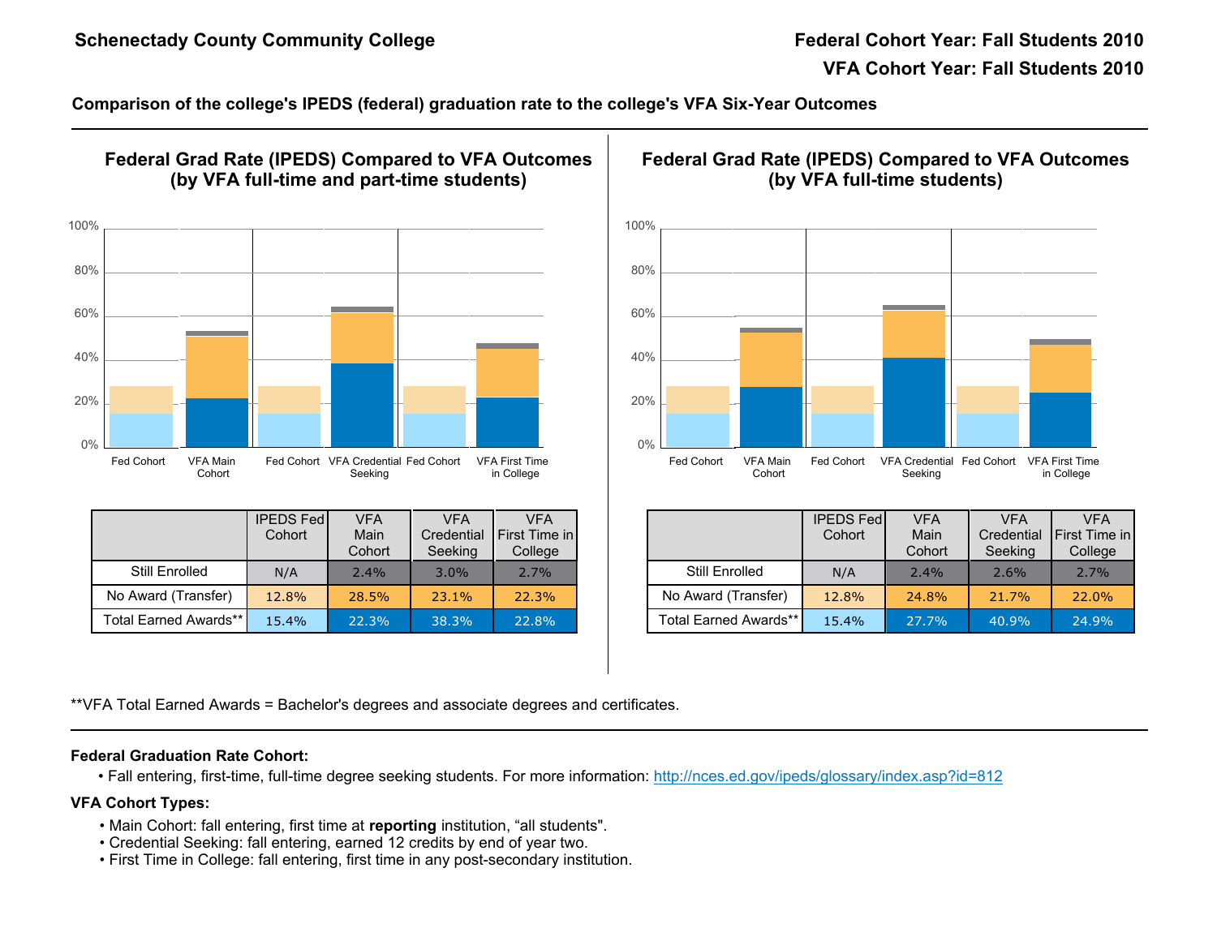**Schenectady County Community College**

**Federal Cohort Year: Fall Students 2010**

**VFA Cohort Year: Fall Students 2010**

**Comparison of the college's IPEDS (federal) graduation rate to the college's VFA Six-Year Outcomes**

## Federal Grad Rate (IPEDS) Compared to VFA Outcomes (by VFA full-time and part-time students)

| | IPEDS Fed Cohort | VFA Main Cohort | VFA Credential Seeking | VFA First Time in College |
|---|---|---|---|---|
| Still Enrolled | N/A | 2.4% | 3.0% | 2.7% |
| No Award (Transfer) | 12.8% | 28.5% | 23.1% | 22.3% |
| Total Earned Awards** | 15.4% | 22.3% | 38.3% | 22.8% |

## Federal Grad Rate (IPEDS) Compared to VFA Outcomes (by VFA full-time students)

| | IPEDS Fed Cohort | VFA Main Cohort | VFA Credential Seeking | VFA First Time in College |
|---|---|---|---|---|
| Still Enrolled | N/A | 2.4% | 2.6% | 2.7% |
| No Award (Transfer) | 12.8% | 24.8% | 21.7% | 22.0% |
| Total Earned Awards** | 15.4% | 27.7% | 40.9% | 24.9% |

**VFA Total Earned Awards = Bachelor's degrees and associate degrees and certificates.

**Federal Graduation Rate Cohort:**

- Fall entering, first-time, full-time degree seeking students. For more information: http://nces.ed.gov/ipeds/glossary/index.asp?id=812

**VFA Cohort Types:**

- Main Cohort: fall entering, first time at **reporting** institution, "all students".
- Credential Seeking: fall entering, earned 12 credits by end of year two.
- First Time in College: fall entering, first time in any post-secondary institution.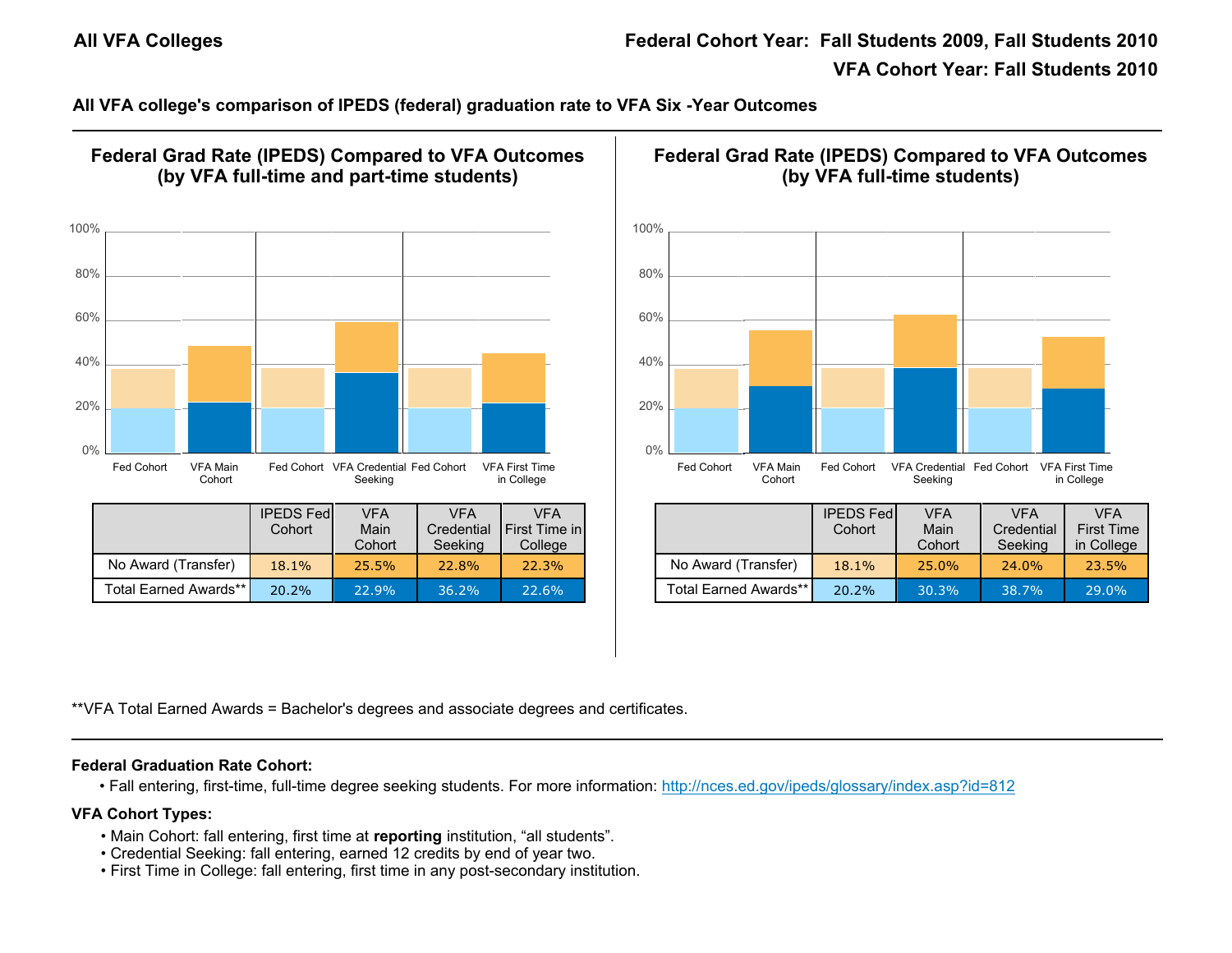**All VFA Colleges**

**Federal Cohort Year: Fall Students 2009, Fall Students 2010**

**VFA Cohort Year: Fall Students 2010**

**All VFA college's comparison of IPEDS (federal) graduation rate to VFA Six -Year Outcomes**

## Federal Grad Rate (IPEDS) Compared to VFA Outcomes (by VFA full-time and part-time students)

| | IPEDS Fed Cohort | VFA Main Cohort | VFA Credential Seeking | VFA First Time in College |
|---|---|---|---|---|
| No Award (Transfer) | 18.1% | 25.5% | 22.8% | 22.3% |
| Total Earned Awards** | 20.2% | 22.9% | 36.2% | 22.6% |

## Federal Grad Rate (IPEDS) Compared to VFA Outcomes (by VFA full-time students)

| | IPEDS Fed Cohort | VFA Main Cohort | VFA Credential Seeking | VFA First Time in College |
|---|---|---|---|---|
| No Award (Transfer) | 18.1% | 25.0% | 24.0% | 23.5% |
| Total Earned Awards** | 20.2% | 30.3% | 38.7% | 29.0% |

**VFA Total Earned Awards = Bachelor's degrees and associate degrees and certificates.

**Federal Graduation Rate Cohort:**

- Fall entering, first-time, full-time degree seeking students. For more information: http://nces.ed.gov/ipeds/glossary/index.asp?id=812

**VFA Cohort Types:**

- Main Cohort: fall entering, first time at **reporting** institution, "all students".
- Credential Seeking: fall entering, earned 12 credits by end of year two.
- First Time in College: fall entering, first time in any post-secondary institution.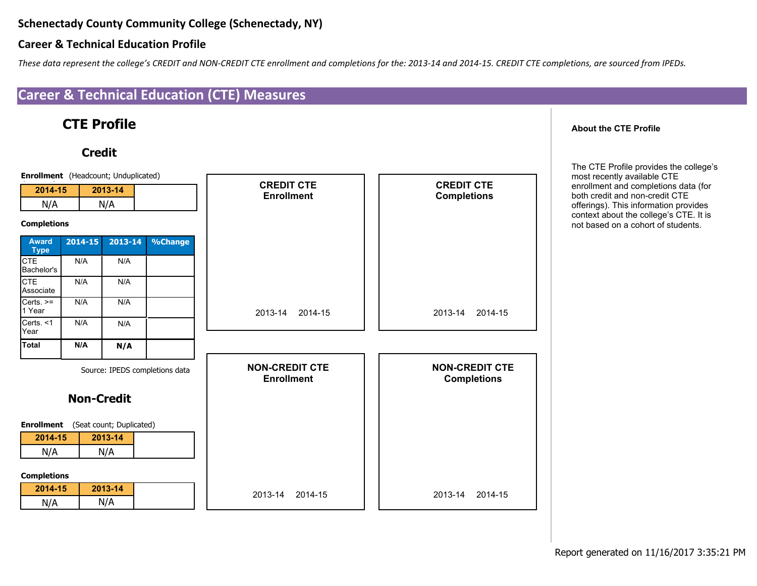# Schenectady County Community College (Schenectady, NY)

## Career & Technical Education Profile

*These data represent the college's CREDIT and NON-CREDIT CTE enrollment and completions for the: 2013-14 and 2014-15. CREDIT CTE completions, are sourced from IPEDs.*

## Career & Technical Education (CTE) Measures

### CTE Profile

#### Credit

**Enrollment** (Headcount; Unduplicated)

| 2014-15 | 2013-14 |
|---|---|
| N/A | N/A |

**Completions**

| Award Type | 2014-15 | 2013-14 | %Change |
|---|---|---|---|
| CTE Bachelor's | N/A | N/A | |
| CTE Associate | N/A | N/A | |
| Certs. >= 1 Year | N/A | N/A | |
| Certs. <1 Year | N/A | N/A | |
| **Total** | **N/A** | **N/A** | |

Source: IPEDS completions data

**CREDIT CTE Enrollment**

2013-14 2014-15

**CREDIT CTE Completions**

2013-14 2014-15

#### Non-Credit

**Enrollment** (Seat count; Duplicated)

| 2014-15 | 2013-14 |
|---|---|
| N/A | N/A |

**Completions**

| 2014-15 | 2013-14 |
|---|---|
| N/A | N/A |

**NON-CREDIT CTE Enrollment**

2013-14 2014-15

**NON-CREDIT CTE Completions**

2013-14 2014-15

**About the CTE Profile**

The CTE Profile provides the college's most recently available CTE enrollment and completions data (for both credit and non-credit CTE offerings). This information provides context about the college's CTE. It is not based on a cohort of students.

Report generated on 11/16/2017 3:35:21 PM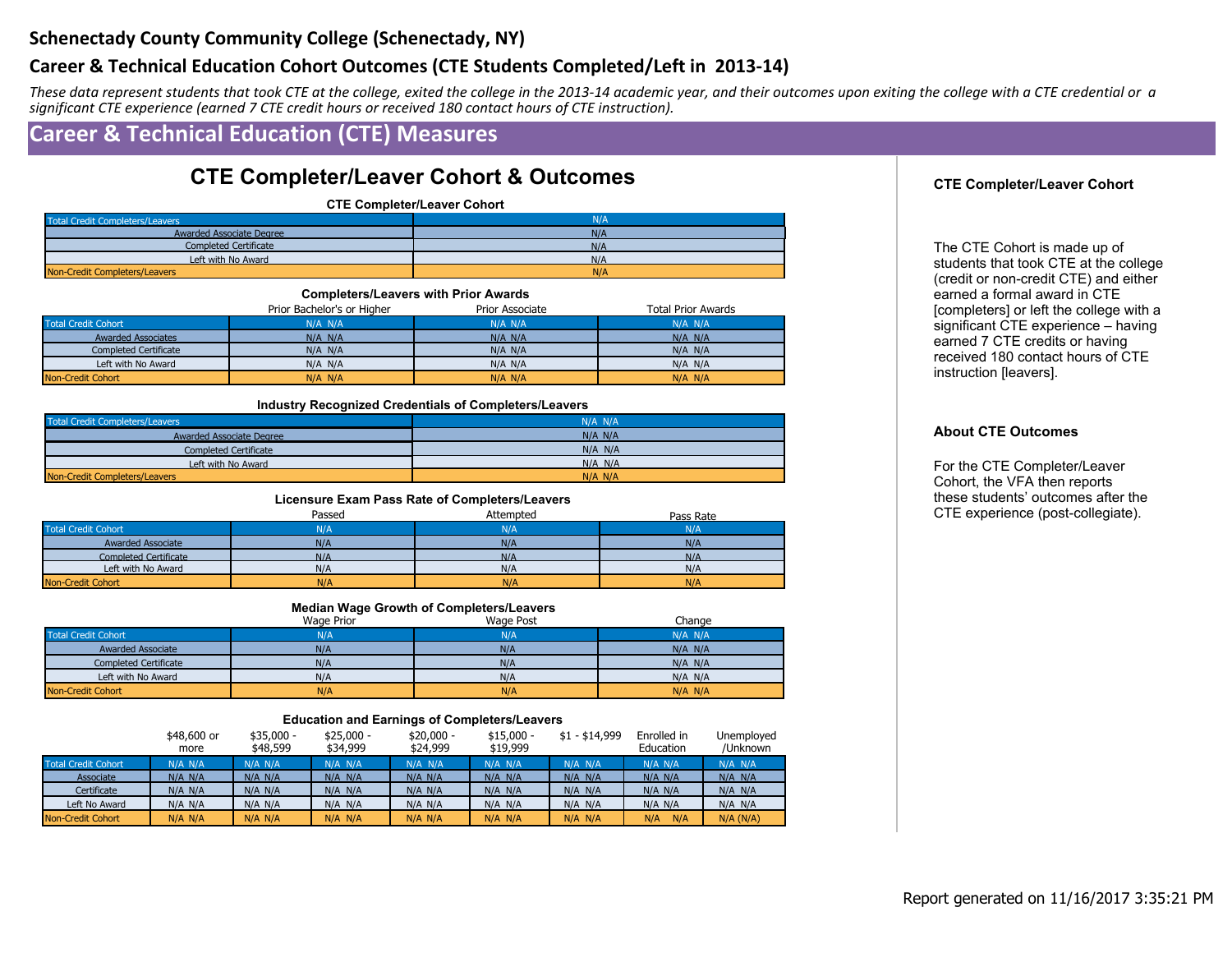## Schenectady County Community College (Schenectady, NY)

## Career & Technical Education Cohort Outcomes (CTE Students Completed/Left in 2013-14)

*These data represent students that took CTE at the college, exited the college in the 2013-14 academic year, and their outcomes upon exiting the college with a CTE credential or a significant CTE experience (earned 7 CTE credit hours or received 180 contact hours of CTE instruction).*

# Career & Technical Education (CTE) Measures

## CTE Completer/Leaver Cohort & Outcomes

### CTE Completer/Leaver Cohort

| | |
|---|---|
| Total Credit Completers/Leavers | N/A |
| Awarded Associate Degree | N/A |
| Completed Certificate | N/A |
| Left with No Award | N/A |
| Non-Credit Completers/Leavers | N/A |

### Completers/Leavers with Prior Awards

| | Prior Bachelor's or Higher | Prior Associate | Total Prior Awards |
|---|---|---|---|
| Total Credit Cohort | N/A N/A | N/A N/A | N/A N/A |
| Awarded Associates | N/A N/A | N/A N/A | N/A N/A |
| Completed Certificate | N/A N/A | N/A N/A | N/A N/A |
| Left with No Award | N/A N/A | N/A N/A | N/A N/A |
| Non-Credit Cohort | N/A N/A | N/A N/A | N/A N/A |

### Industry Recognized Credentials of Completers/Leavers

| | |
|---|---|
| Total Credit Completers/Leavers | N/A N/A |
| Awarded Associate Degree | N/A N/A |
| Completed Certificate | N/A N/A |
| Left with No Award | N/A N/A |
| Non-Credit Completers/Leavers | N/A N/A |

### Licensure Exam Pass Rate of Completers/Leavers

| | Passed | Attempted | Pass Rate |
|---|---|---|---|
| Total Credit Cohort | N/A | N/A | N/A |
| Awarded Associate | N/A | N/A | N/A |
| Completed Certificate | N/A | N/A | N/A |
| Left with No Award | N/A | N/A | N/A |
| Non-Credit Cohort | N/A | N/A | N/A |

### Median Wage Growth of Completers/Leavers

| | Wage Prior | Wage Post | Change |
|---|---|---|---|
| Total Credit Cohort | N/A | N/A | N/A N/A |
| Awarded Associate | N/A | N/A | N/A N/A |
| Completed Certificate | N/A | N/A | N/A N/A |
| Left with No Award | N/A | N/A | N/A N/A |
| Non-Credit Cohort | N/A | N/A | N/A N/A |

### Education and Earnings of Completers/Leavers

| | $48,600 or more | $35,000 - $48,599 | $25,000 - $34,999 | $20,000 - $24,999 | $15,000 - $19,999 | $1 - $14,999 | Enrolled in Education | Unemployed /Unknown |
|---|---|---|---|---|---|---|---|---|
| Total Credit Cohort | N/A N/A | N/A N/A | N/A N/A | N/A N/A | N/A N/A | N/A N/A | N/A N/A | N/A N/A |
| Associate | N/A N/A | N/A N/A | N/A N/A | N/A N/A | N/A N/A | N/A N/A | N/A N/A | N/A N/A |
| Certificate | N/A N/A | N/A N/A | N/A N/A | N/A N/A | N/A N/A | N/A N/A | N/A N/A | N/A N/A |
| Left No Award | N/A N/A | N/A N/A | N/A N/A | N/A N/A | N/A N/A | N/A N/A | N/A N/A | N/A N/A |
| Non-Credit Cohort | N/A N/A | N/A N/A | N/A N/A | N/A N/A | N/A N/A | N/A N/A | N/A N/A | N/A (N/A) |

**CTE Completer/Leaver Cohort**

The CTE Cohort is made up of students that took CTE at the college (credit or non-credit CTE) and either earned a formal award in CTE [completers] or left the college with a significant CTE experience – having earned 7 CTE credits or having received 180 contact hours of CTE instruction [leavers].

**About CTE Outcomes**

For the CTE Completer/Leaver Cohort, the VFA then reports these students' outcomes after the CTE experience (post-collegiate).

Report generated on 11/16/2017 3:35:21 PM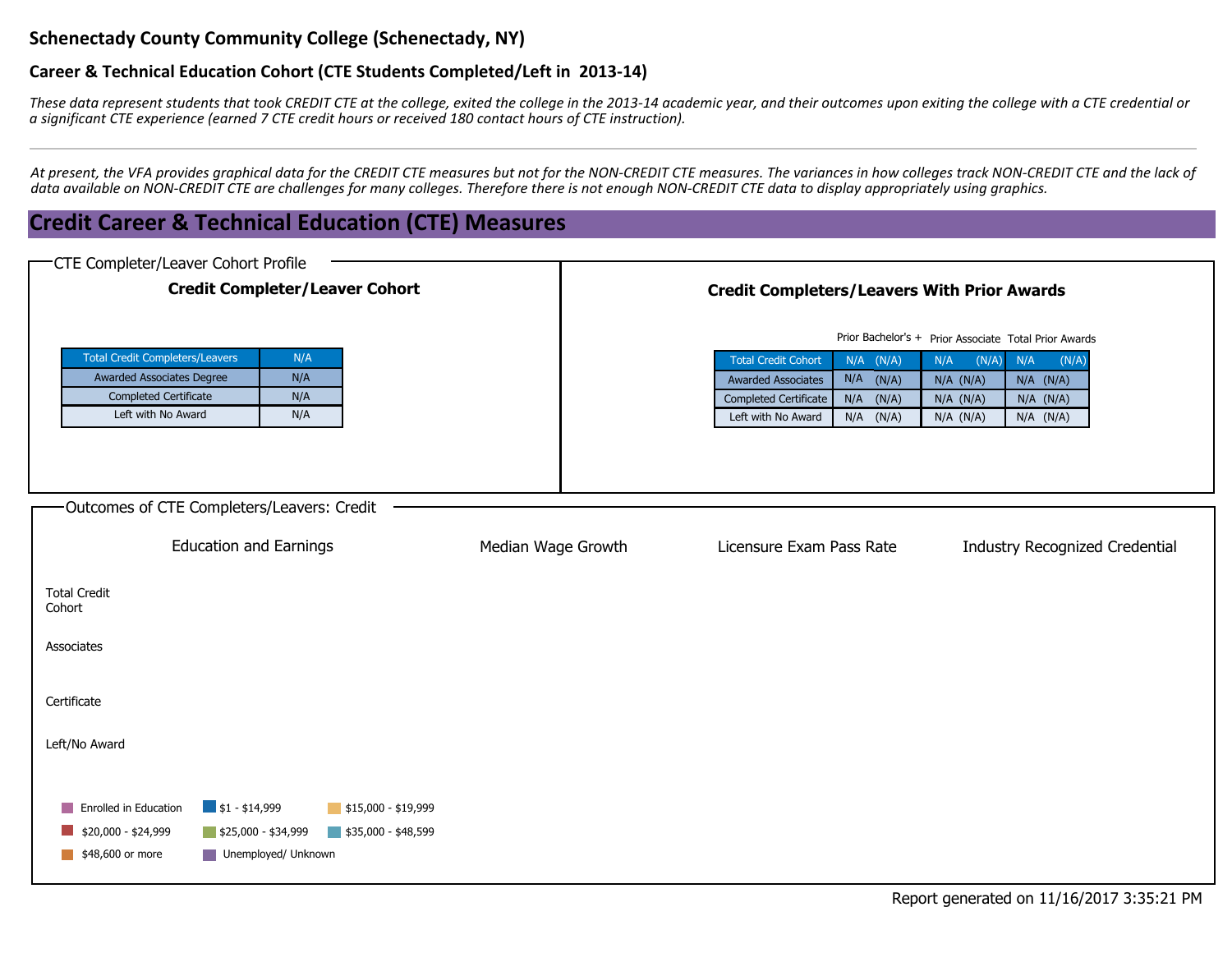# Schenectady County Community College (Schenectady, NY)

## Career & Technical Education Cohort (CTE Students Completed/Left in 2013-14)

*These data represent students that took CREDIT CTE at the college, exited the college in the 2013-14 academic year, and their outcomes upon exiting the college with a CTE credential or a significant CTE experience (earned 7 CTE credit hours or received 180 contact hours of CTE instruction).*

*At present, the VFA provides graphical data for the CREDIT CTE measures but not for the NON-CREDIT CTE measures. The variances in how colleges track NON-CREDIT CTE and the lack of data available on NON-CREDIT CTE are challenges for many colleges. Therefore there is not enough NON-CREDIT CTE data to display appropriately using graphics.*

## Credit Career & Technical Education (CTE) Measures

### CTE Completer/Leaver Cohort Profile

**Credit Completer/Leaver Cohort**

| Total Credit Completers/Leavers | N/A |
|---|---|
| Awarded Associates Degree | N/A |
| Completed Certificate | N/A |
| Left with No Award | N/A |

**Credit Completers/Leavers With Prior Awards**

| | Prior Bachelor's + | Prior Associate | Total Prior Awards |
|---|---|---|---|
| Total Credit Cohort | N/A (N/A) | N/A (N/A) | N/A (N/A) |
| Awarded Associates | N/A (N/A) | N/A (N/A) | N/A (N/A) |
| Completed Certificate | N/A (N/A) | N/A (N/A) | N/A (N/A) |
| Left with No Award | N/A (N/A) | N/A (N/A) | N/A (N/A) |

### Outcomes of CTE Completers/Leavers: Credit

Education and Earnings | Median Wage Growth | Licensure Exam Pass Rate | Industry Recognized Credential

Total Credit Cohort

Associates

Certificate

Left/No Award

Enrolled in Education · $1 - $14,999 · $15,000 - $19,999 · $20,000 - $24,999 · $25,000 - $34,999 · $35,000 - $48,599 · $48,600 or more · Unemployed/ Unknown

Report generated on 11/16/2017 3:35:21 PM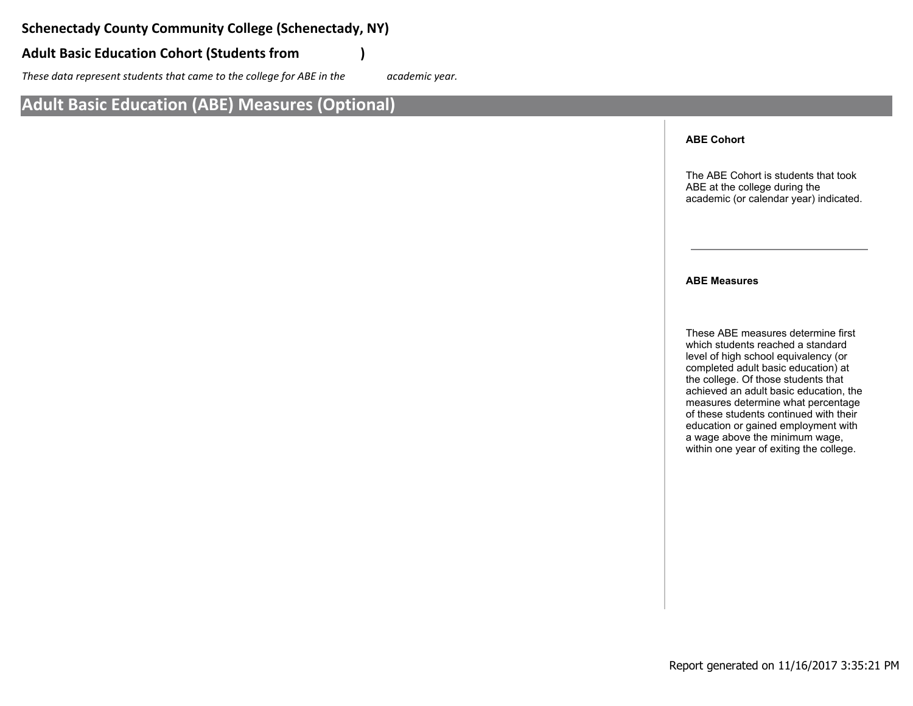**Schenectady County Community College (Schenectady, NY)**

**Adult Basic Education Cohort (Students from )**

*These data represent students that came to the college for ABE in the academic year.*

## Adult Basic Education (ABE) Measures (Optional)

**ABE Cohort**

The ABE Cohort is students that took ABE at the college during the academic (or calendar year) indicated.

**ABE Measures**

These ABE measures determine first which students reached a standard level of high school equivalency (or completed adult basic education) at the college. Of those students that achieved an adult basic education, the measures determine what percentage of these students continued with their education or gained employment with a wage above the minimum wage, within one year of exiting the college.

Report generated on 11/16/2017 3:35:21 PM